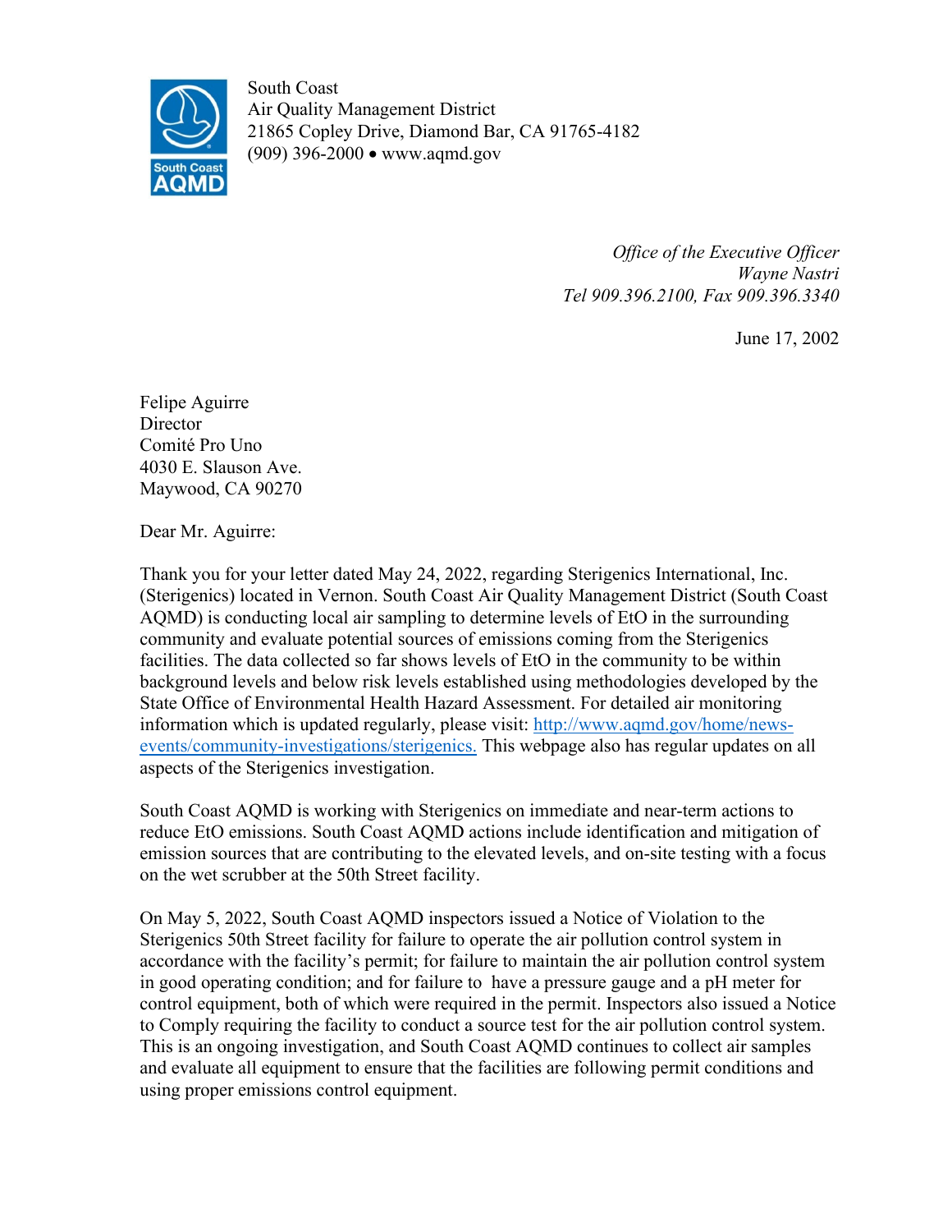South Coast
Air Quality Management District
21865 Copley Drive, Diamond Bar, CA 91765-4182
(909) 396-2000 • www.aqmd.gov

*Office of the Executive Officer*
*Wayne Nastri*
*Tel 909.396.2100, Fax 909.396.3340*

June 17, 2002

Felipe Aguirre
Director
Comité Pro Uno
4030 E. Slauson Ave.
Maywood, CA 90270

Dear Mr. Aguirre:

Thank you for your letter dated May 24, 2022, regarding Sterigenics International, Inc. (Sterigenics) located in Vernon. South Coast Air Quality Management District (South Coast AQMD) is conducting local air sampling to determine levels of EtO in the surrounding community and evaluate potential sources of emissions coming from the Sterigenics facilities. The data collected so far shows levels of EtO in the community to be within background levels and below risk levels established using methodologies developed by the State Office of Environmental Health Hazard Assessment. For detailed air monitoring information which is updated regularly, please visit: [http://www.aqmd.gov/home/news-events/community-investigations/sterigenics.](http://www.aqmd.gov/home/news-events/community-investigations/sterigenics) This webpage also has regular updates on all aspects of the Sterigenics investigation.

South Coast AQMD is working with Sterigenics on immediate and near-term actions to reduce EtO emissions. South Coast AQMD actions include identification and mitigation of emission sources that are contributing to the elevated levels, and on-site testing with a focus on the wet scrubber at the 50th Street facility.

On May 5, 2022, South Coast AQMD inspectors issued a Notice of Violation to the Sterigenics 50th Street facility for failure to operate the air pollution control system in accordance with the facility's permit; for failure to maintain the air pollution control system in good operating condition; and for failure to have a pressure gauge and a pH meter for control equipment, both of which were required in the permit. Inspectors also issued a Notice to Comply requiring the facility to conduct a source test for the air pollution control system. This is an ongoing investigation, and South Coast AQMD continues to collect air samples and evaluate all equipment to ensure that the facilities are following permit conditions and using proper emissions control equipment.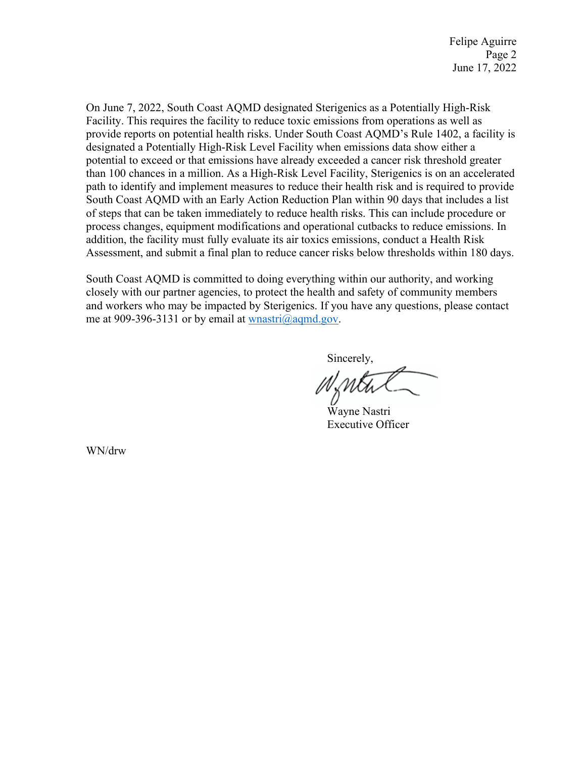On June 7, 2022, South Coast AQMD designated Sterigenics as a Potentially High-Risk Facility. This requires the facility to reduce toxic emissions from operations as well as provide reports on potential health risks. Under South Coast AQMD's Rule 1402, a facility is designated a Potentially High-Risk Level Facility when emissions data show either a potential to exceed or that emissions have already exceeded a cancer risk threshold greater than 100 chances in a million. As a High-Risk Level Facility, Sterigenics is on an accelerated path to identify and implement measures to reduce their health risk and is required to provide South Coast AQMD with an Early Action Reduction Plan within 90 days that includes a list of steps that can be taken immediately to reduce health risks. This can include procedure or process changes, equipment modifications and operational cutbacks to reduce emissions. In addition, the facility must fully evaluate its air toxics emissions, conduct a Health Risk Assessment, and submit a final plan to reduce cancer risks below thresholds within 180 days.

South Coast AQMD is committed to doing everything within our authority, and working closely with our partner agencies, to protect the health and safety of community members and workers who may be impacted by Sterigenics. If you have any questions, please contact me at 909-396-3131 or by email at wnastri@aqmd.gov.

Sincerely,

Wayne Nastri
Executive Officer

WN/drw